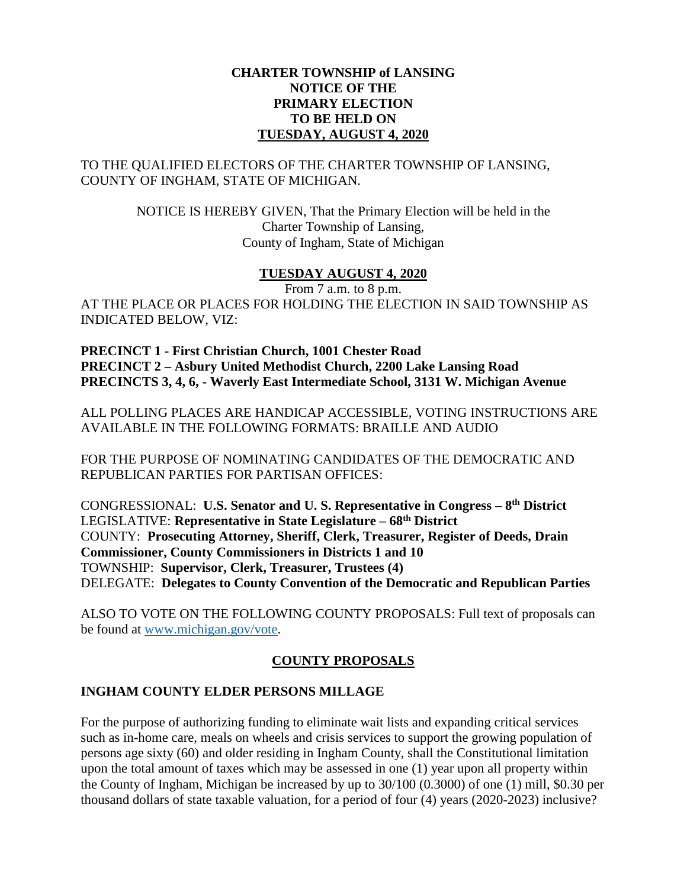**CHARTER TOWNSHIP of LANSING**
**NOTICE OF THE**
**PRIMARY ELECTION**
**TO BE HELD ON**
**TUESDAY, AUGUST 4, 2020**

TO THE QUALIFIED ELECTORS OF THE CHARTER TOWNSHIP OF LANSING, COUNTY OF INGHAM, STATE OF MICHIGAN.

NOTICE IS HEREBY GIVEN, That the Primary Election will be held in the Charter Township of Lansing, County of Ingham, State of Michigan

**TUESDAY AUGUST 4, 2020**

From 7 a.m. to 8 p.m.

AT THE PLACE OR PLACES FOR HOLDING THE ELECTION IN SAID TOWNSHIP AS INDICATED BELOW, VIZ:

**PRECINCT 1 - First Christian Church, 1001 Chester Road**
**PRECINCT 2 – Asbury United Methodist Church, 2200 Lake Lansing Road**
**PRECINCTS 3, 4, 6, - Waverly East Intermediate School, 3131 W. Michigan Avenue**

ALL POLLING PLACES ARE HANDICAP ACCESSIBLE, VOTING INSTRUCTIONS ARE AVAILABLE IN THE FOLLOWING FORMATS: BRAILLE AND AUDIO

FOR THE PURPOSE OF NOMINATING CANDIDATES OF THE DEMOCRATIC AND REPUBLICAN PARTIES FOR PARTISAN OFFICES:

CONGRESSIONAL: **U.S. Senator and U. S. Representative in Congress – 8th District**
LEGISLATIVE: **Representative in State Legislature – 68th District**
COUNTY: **Prosecuting Attorney, Sheriff, Clerk, Treasurer, Register of Deeds, Drain Commissioner, County Commissioners in Districts 1 and 10**
TOWNSHIP: **Supervisor, Clerk, Treasurer, Trustees (4)**
DELEGATE: **Delegates to County Convention of the Democratic and Republican Parties**

ALSO TO VOTE ON THE FOLLOWING COUNTY PROPOSALS: Full text of proposals can be found at www.michigan.gov/vote.

## COUNTY PROPOSALS

### INGHAM COUNTY ELDER PERSONS MILLAGE

For the purpose of authorizing funding to eliminate wait lists and expanding critical services such as in-home care, meals on wheels and crisis services to support the growing population of persons age sixty (60) and older residing in Ingham County, shall the Constitutional limitation upon the total amount of taxes which may be assessed in one (1) year upon all property within the County of Ingham, Michigan be increased by up to 30/100 (0.3000) of one (1) mill, $0.30 per thousand dollars of state taxable valuation, for a period of four (4) years (2020-2023) inclusive?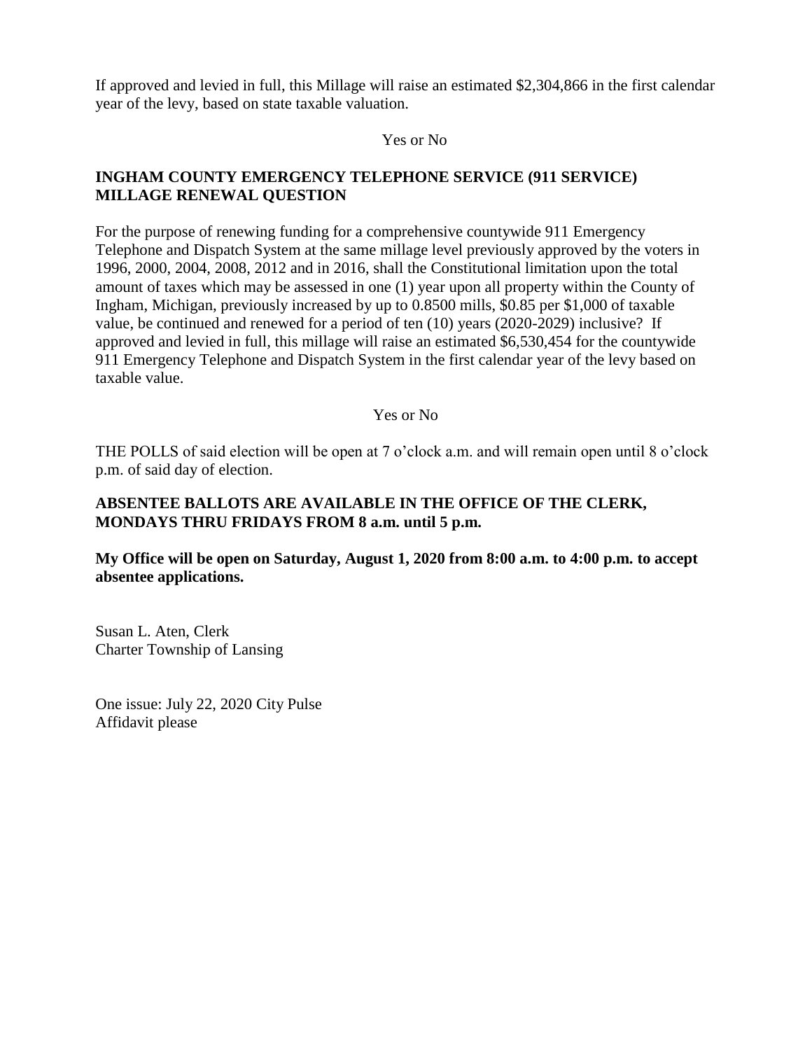If approved and levied in full, this Millage will raise an estimated $2,304,866 in the first calendar year of the levy, based on state taxable valuation.

Yes or No

**INGHAM COUNTY EMERGENCY TELEPHONE SERVICE (911 SERVICE) MILLAGE RENEWAL QUESTION**

For the purpose of renewing funding for a comprehensive countywide 911 Emergency Telephone and Dispatch System at the same millage level previously approved by the voters in 1996, 2000, 2004, 2008, 2012 and in 2016, shall the Constitutional limitation upon the total amount of taxes which may be assessed in one (1) year upon all property within the County of Ingham, Michigan, previously increased by up to 0.8500 mills, $0.85 per $1,000 of taxable value, be continued and renewed for a period of ten (10) years (2020-2029) inclusive? If approved and levied in full, this millage will raise an estimated $6,530,454 for the countywide 911 Emergency Telephone and Dispatch System in the first calendar year of the levy based on taxable value.

Yes or No

THE POLLS of said election will be open at 7 o'clock a.m. and will remain open until 8 o'clock p.m. of said day of election.

**ABSENTEE BALLOTS ARE AVAILABLE IN THE OFFICE OF THE CLERK, MONDAYS THRU FRIDAYS FROM 8 a.m. until 5 p.m.**

**My Office will be open on Saturday, August 1, 2020 from 8:00 a.m. to 4:00 p.m. to accept absentee applications.**

Susan L. Aten, Clerk
Charter Township of Lansing

One issue: July 22, 2020 City Pulse
Affidavit please